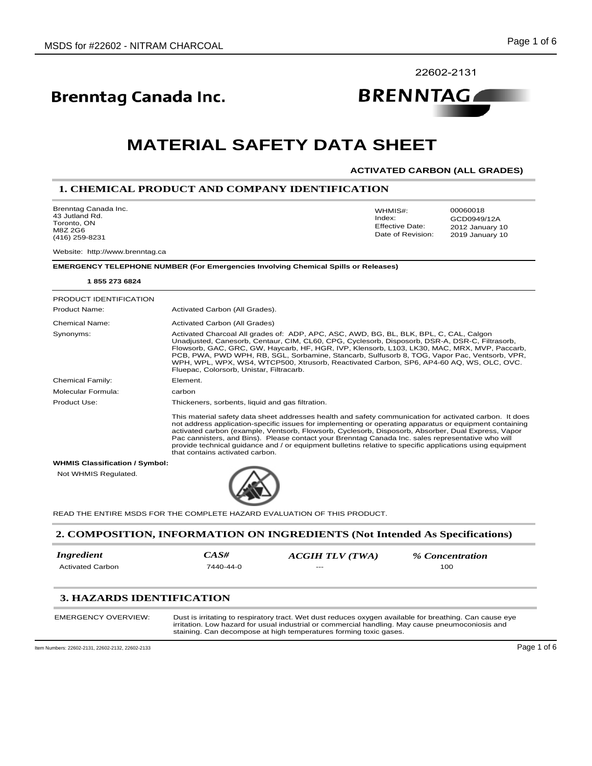22602-2131

**Brenntag Canada Inc.**

# MATERIAL SAFETY DATA SHEET

**ACTIVATED CARBON (ALL GRADES)**

## 1. CHEMICAL PRODUCT AND COMPANY IDENTIFICATION

Brenntag Canada Inc.
43 Jutland Rd.
Toronto, ON
M8Z 2G6
(416) 259-8231

| | |
|---|---|
| WHMIS#: | 00060018 |
| Index: | GCD0949/12A |
| Effective Date: | 2012 January 10 |
| Date of Revision: | 2019 January 10 |

Website: http://www.brenntag.ca

**EMERGENCY TELEPHONE NUMBER (For Emergencies Involving Chemical Spills or Releases)**

**1 855 273 6824**

PRODUCT IDENTIFICATION

| | |
|---|---|
| Product Name: | Activated Carbon (All Grades). |
| Chemical Name: | Activated Carbon (All Grades) |
| Synonyms: | Activated Charcoal All grades of: ADP, APC, ASC, AWD, BG, BL, BLK, BPL, C, CAL, Calgon Unadjusted, Canesorb, Centaur, CIM, CL60, CPG, Cyclesorb, Disposorb, DSR-A, DSR-C, Filtrasorb, Flowsorb, GAC, GRC, GW, Haycarb, HF, HGR, IVP, Klensorb, L103, LK30, MAC, MRX, MVP, Paccarb, PCB, PWA, PWD WPH, RB, SGL, Sorbamine, Stancarb, Sulfusorb 8, TOG, Vapor Pac, Ventsorb, VPR, WPH, WPL, WPX, WS4, WTCP500, Xtrusorb, Reactivated Carbon, SP6, AP4-60 AQ, WS, OLC, OVC. Fluepac, Colorsorb, Unistar, Filtracarb. |
| Chemical Family: | Element. |
| Molecular Formula: | carbon |
| Product Use: | Thickeners, sorbents, liquid and gas filtration. |
| | This material safety data sheet addresses health and safety communication for activated carbon. It does not address application-specific issues for implementing or operating apparatus or equipment containing activated carbon (example, Ventsorb, Flowsorb, Cyclesorb, Disposorb, Absorber, Dual Express, Vapor Pac cannisters, and Bins). Please contact your Brenntag Canada Inc. sales representative who will provide technical guidance and / or equipment bulletins relative to specific applications using equipment that contains activated carbon. |

**WHMIS Classification / Symbol:**

Not WHMIS Regulated.

READ THE ENTIRE MSDS FOR THE COMPLETE HAZARD EVALUATION OF THIS PRODUCT.

## 2. COMPOSITION, INFORMATION ON INGREDIENTS (Not Intended As Specifications)

| *Ingredient* | *CAS#* | *ACGIH TLV (TWA)* | *% Concentration* |
|---|---|---|---|
| Activated Carbon | 7440-44-0 | --- | 100 |

## 3. HAZARDS IDENTIFICATION

| | |
|---|---|
| EMERGENCY OVERVIEW: | Dust is irritating to respiratory tract. Wet dust reduces oxygen available for breathing. Can cause eye irritation. Low hazard for usual industrial or commercial handling. May cause pneumoconiosis and staining. Can decompose at high temperatures forming toxic gases. |

Item Numbers: 22602-2131, 22602-2132, 22602-2133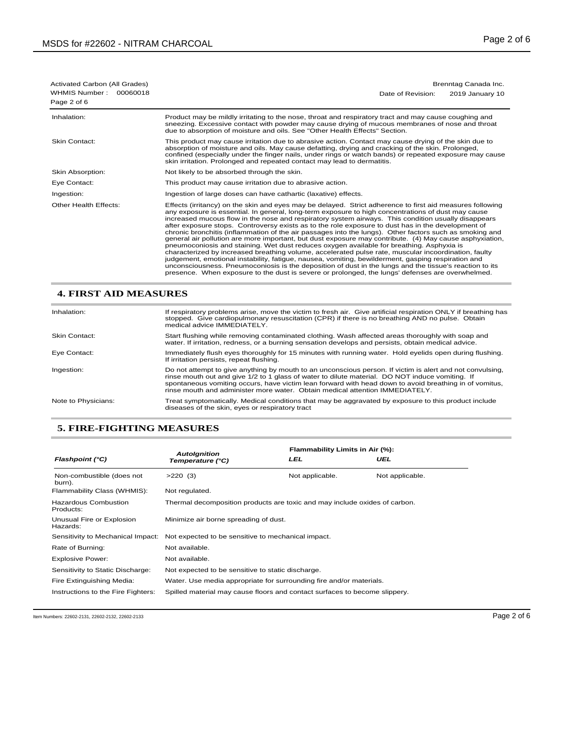| | |
|---|---|
| Inhalation: | Product may be mildly irritating to the nose, throat and respiratory tract and may cause coughing and sneezing. Excessive contact with powder may cause drying of mucous membranes of nose and throat due to absorption of moisture and oils. See "Other Health Effects" Section. |
| Skin Contact: | This product may cause irritation due to abrasive action. Contact may cause drying of the skin due to absorption of moisture and oils. May cause defatting, drying and cracking of the skin. Prolonged, confined (especially under the finger nails, under rings or watch bands) or repeated exposure may cause skin irritation. Prolonged and repeated contact may lead to dermatitis. |
| Skin Absorption: | Not likely to be absorbed through the skin. |
| Eye Contact: | This product may cause irritation due to abrasive action. |
| Ingestion: | Ingestion of large doses can have cathartic (laxative) effects. |
| Other Health Effects: | Effects (irritancy) on the skin and eyes may be delayed. Strict adherence to first aid measures following any exposure is essential. In general, long-term exposure to high concentrations of dust may cause increased mucous flow in the nose and respiratory system airways. This condition usually disappears after exposure stops. Controversy exists as to the role exposure to dust has in the development of chronic bronchitis (inflammation of the air passages into the lungs). Other factors such as smoking and general air pollution are more important, but dust exposure may contribute. (4) May cause asphyxiation, pneumoconiosis and staining. Wet dust reduces oxygen available for breathing. Asphyxia is characterized by increased breathing volume, accelerated pulse rate, muscular incoordination, faulty judgement, emotional instability, fatigue, nausea, vomiting, bewilderment, gasping respiration and unconsciousness. Pneumoconiosis is the deposition of dust in the lungs and the tissue's reaction to its presence. When exposure to the dust is severe or prolonged, the lungs' defenses are overwhelmed. |

## 4. FIRST AID MEASURES

| | |
|---|---|
| Inhalation: | If respiratory problems arise, move the victim to fresh air. Give artificial respiration ONLY if breathing has stopped. Give cardiopulmonary resuscitation (CPR) if there is no breathing AND no pulse. Obtain medical advice IMMEDIATELY. |
| Skin Contact: | Start flushing while removing contaminated clothing. Wash affected areas thoroughly with soap and water. If irritation, redness, or a burning sensation develops and persists, obtain medical advice. |
| Eye Contact: | Immediately flush eyes thoroughly for 15 minutes with running water. Hold eyelids open during flushing. If irritation persists, repeat flushing. |
| Ingestion: | Do not attempt to give anything by mouth to an unconscious person. If victim is alert and not convulsing, rinse mouth out and give 1/2 to 1 glass of water to dilute material. DO NOT induce vomiting. If spontaneous vomiting occurs, have victim lean forward with head down to avoid breathing in of vomitus, rinse mouth and administer more water. Obtain medical attention IMMEDIATELY. |
| Note to Physicians: | Treat symptomatically. Medical conditions that may be aggravated by exposure to this product include diseases of the skin, eyes or respiratory tract |

## 5. FIRE-FIGHTING MEASURES

| *Flashpoint (°C)* | *AutoIgnition Temperature (°C)* | Flammability Limits in Air (%): *LEL* | *UEL* |
|---|---|---|---|
| Non-combustible (does not burn). | >220 (3) | Not applicable. | Not applicable. |

| | |
|---|---|
| Flammability Class (WHMIS): | Not regulated. |
| Hazardous Combustion Products: | Thermal decomposition products are toxic and may include oxides of carbon. |
| Unusual Fire or Explosion Hazards: | Minimize air borne spreading of dust. |
| Sensitivity to Mechanical Impact: | Not expected to be sensitive to mechanical impact. |
| Rate of Burning: | Not available. |
| Explosive Power: | Not available. |
| Sensitivity to Static Discharge: | Not expected to be sensitive to static discharge. |
| Fire Extinguishing Media: | Water. Use media appropriate for surrounding fire and/or materials. |
| Instructions to the Fire Fighters: | Spilled material may cause floors and contact surfaces to become slippery. |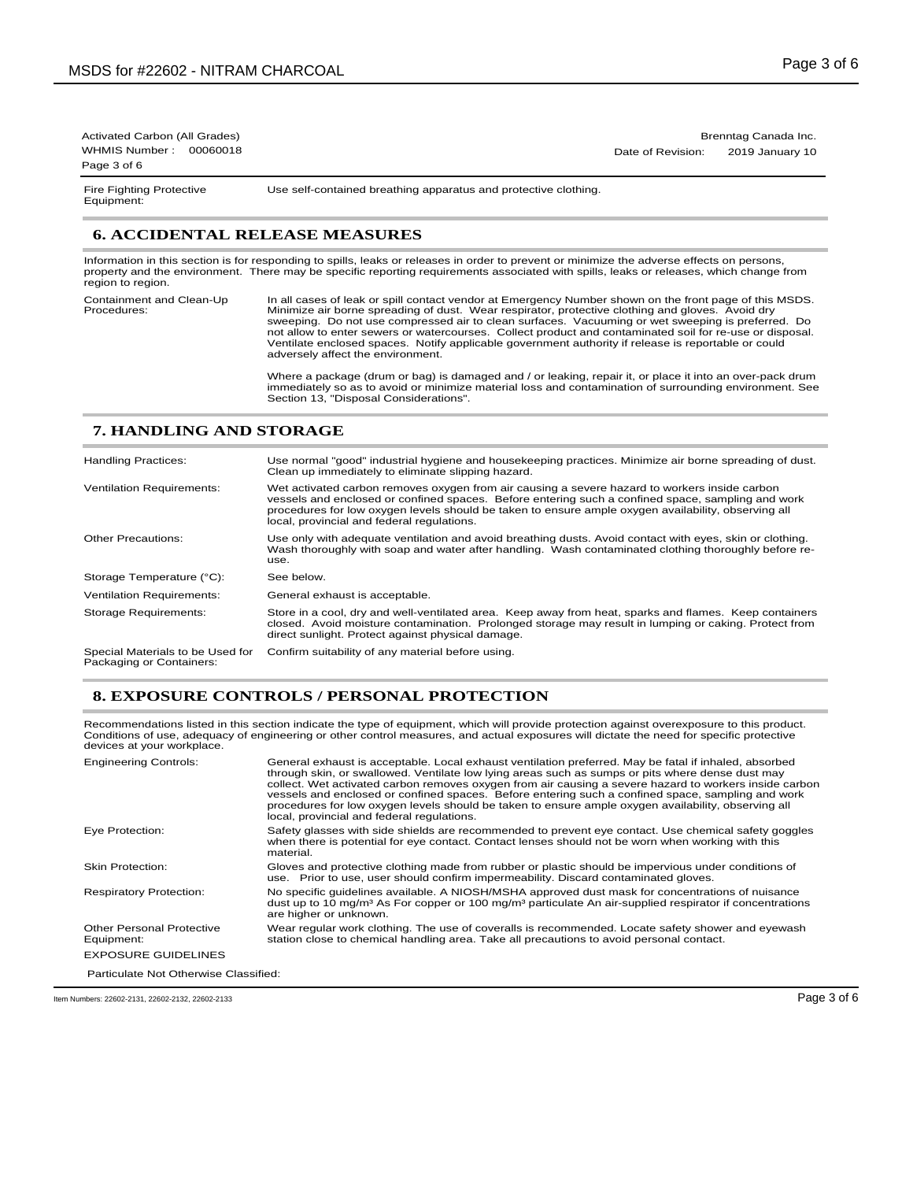Activated Carbon (All Grades)
WHMIS Number : 00060018

Brenntag Canada Inc.
Date of Revision: 2019 January 10

| | |
|---|---|
| Fire Fighting Protective Equipment: | Use self-contained breathing apparatus and protective clothing. |

## 6. ACCIDENTAL RELEASE MEASURES

Information in this section is for responding to spills, leaks or releases in order to prevent or minimize the adverse effects on persons, property and the environment. There may be specific reporting requirements associated with spills, leaks or releases, which change from region to region.

| | |
|---|---|
| Containment and Clean-Up Procedures: | In all cases of leak or spill contact vendor at Emergency Number shown on the front page of this MSDS. Minimize air borne spreading of dust. Wear respirator, protective clothing and gloves. Avoid dry sweeping. Do not use compressed air to clean surfaces. Vacuuming or wet sweeping is preferred. Do not allow to enter sewers or watercourses. Collect product and contaminated soil for re-use or disposal. Ventilate enclosed spaces. Notify applicable government authority if release is reportable or could adversely affect the environment.<br><br>Where a package (drum or bag) is damaged and / or leaking, repair it, or place it into an over-pack drum immediately so as to avoid or minimize material loss and contamination of surrounding environment. See Section 13, "Disposal Considerations". |

## 7. HANDLING AND STORAGE

| | |
|---|---|
| Handling Practices: | Use normal "good" industrial hygiene and housekeeping practices. Minimize air borne spreading of dust. Clean up immediately to eliminate slipping hazard. |
| Ventilation Requirements: | Wet activated carbon removes oxygen from air causing a severe hazard to workers inside carbon vessels and enclosed or confined spaces. Before entering such a confined space, sampling and work procedures for low oxygen levels should be taken to ensure ample oxygen availability, observing all local, provincial and federal regulations. |
| Other Precautions: | Use only with adequate ventilation and avoid breathing dusts. Avoid contact with eyes, skin or clothing. Wash thoroughly with soap and water after handling. Wash contaminated clothing thoroughly before re-use. |
| Storage Temperature (°C): | See below. |
| Ventilation Requirements: | General exhaust is acceptable. |
| Storage Requirements: | Store in a cool, dry and well-ventilated area. Keep away from heat, sparks and flames. Keep containers closed. Avoid moisture contamination. Prolonged storage may result in lumping or caking. Protect from direct sunlight. Protect against physical damage. |
| Special Materials to be Used for Packaging or Containers: | Confirm suitability of any material before using. |

## 8. EXPOSURE CONTROLS / PERSONAL PROTECTION

Recommendations listed in this section indicate the type of equipment, which will provide protection against overexposure to this product. Conditions of use, adequacy of engineering or other control measures, and actual exposures will dictate the need for specific protective devices at your workplace.

| | |
|---|---|
| Engineering Controls: | General exhaust is acceptable. Local exhaust ventilation preferred. May be fatal if inhaled, absorbed through skin, or swallowed. Ventilate low lying areas such as sumps or pits where dense dust may collect. Wet activated carbon removes oxygen from air causing a severe hazard to workers inside carbon vessels and enclosed or confined spaces. Before entering such a confined space, sampling and work procedures for low oxygen levels should be taken to ensure ample oxygen availability, observing all local, provincial and federal regulations. |
| Eye Protection: | Safety glasses with side shields are recommended to prevent eye contact. Use chemical safety goggles when there is potential for eye contact. Contact lenses should not be worn when working with this material. |
| Skin Protection: | Gloves and protective clothing made from rubber or plastic should be impervious under conditions of use. Prior to use, user should confirm impermeability. Discard contaminated gloves. |
| Respiratory Protection: | No specific guidelines available. A NIOSH/MSHA approved dust mask for concentrations of nuisance dust up to 10 mg/m³ As For copper or 100 mg/m³ particulate An air-supplied respirator if concentrations are higher or unknown. |
| Other Personal Protective Equipment: | Wear regular work clothing. The use of coveralls is recommended. Locate safety shower and eyewash station close to chemical handling area. Take all precautions to avoid personal contact. |

EXPOSURE GUIDELINES

Particulate Not Otherwise Classified:

Item Numbers: 22602-2131, 22602-2132, 22602-2133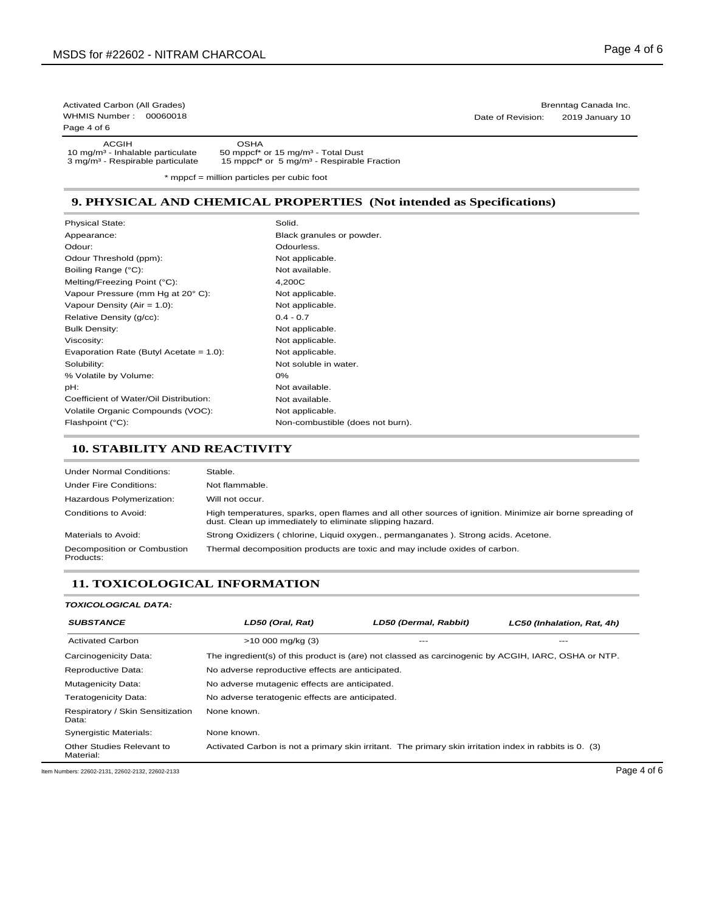Activated Carbon (All Grades)
WHMIS Number : 00060018

Brenntag Canada Inc.
Date of Revision: 2019 January 10

| ACGIH | OSHA |
| --- | --- |
| 10 mg/m³ - Inhalable particulate | 50 mppcf* or 15 mg/m³ - Total Dust |
| 3 mg/m³ - Respirable particulate | 15 mppcf* or 5 mg/m³ - Respirable Fraction |

\* mppcf = million particles per cubic foot

## 9. PHYSICAL AND CHEMICAL PROPERTIES (Not intended as Specifications)

| | |
| --- | --- |
| Physical State: | Solid. |
| Appearance: | Black granules or powder. |
| Odour: | Odourless. |
| Odour Threshold (ppm): | Not applicable. |
| Boiling Range (°C): | Not available. |
| Melting/Freezing Point (°C): | 4,200C |
| Vapour Pressure (mm Hg at 20° C): | Not applicable. |
| Vapour Density (Air = 1.0): | Not applicable. |
| Relative Density (g/cc): | 0.4 - 0.7 |
| Bulk Density: | Not applicable. |
| Viscosity: | Not applicable. |
| Evaporation Rate (Butyl Acetate = 1.0): | Not applicable. |
| Solubility: | Not soluble in water. |
| % Volatile by Volume: | 0% |
| pH: | Not available. |
| Coefficient of Water/Oil Distribution: | Not available. |
| Volatile Organic Compounds (VOC): | Not applicable. |
| Flashpoint (°C): | Non-combustible (does not burn). |

## 10. STABILITY AND REACTIVITY

| | |
| --- | --- |
| Under Normal Conditions: | Stable. |
| Under Fire Conditions: | Not flammable. |
| Hazardous Polymerization: | Will not occur. |
| Conditions to Avoid: | High temperatures, sparks, open flames and all other sources of ignition. Minimize air borne spreading of dust. Clean up immediately to eliminate slipping hazard. |
| Materials to Avoid: | Strong Oxidizers ( chlorine, Liquid oxygen., permanganates ). Strong acids. Acetone. |
| Decomposition or Combustion Products: | Thermal decomposition products are toxic and may include oxides of carbon. |

## 11. TOXICOLOGICAL INFORMATION

***TOXICOLOGICAL DATA:***

| ***SUBSTANCE*** | ***LD50 (Oral, Rat)*** | ***LD50 (Dermal, Rabbit)*** | ***LC50 (Inhalation, Rat, 4h)*** |
| --- | --- | --- | --- |
| Activated Carbon | >10 000 mg/kg (3) | --- | --- |

| | |
| --- | --- |
| Carcinogenicity Data: | The ingredient(s) of this product is (are) not classed as carcinogenic by ACGIH, IARC, OSHA or NTP. |
| Reproductive Data: | No adverse reproductive effects are anticipated. |
| Mutagenicity Data: | No adverse mutagenic effects are anticipated. |
| Teratogenicity Data: | No adverse teratogenic effects are anticipated. |
| Respiratory / Skin Sensitization Data: | None known. |
| Synergistic Materials: | None known. |
| Other Studies Relevant to Material: | Activated Carbon is not a primary skin irritant. The primary skin irritation index in rabbits is 0. (3) |

Item Numbers: 22602-2131, 22602-2132, 22602-2133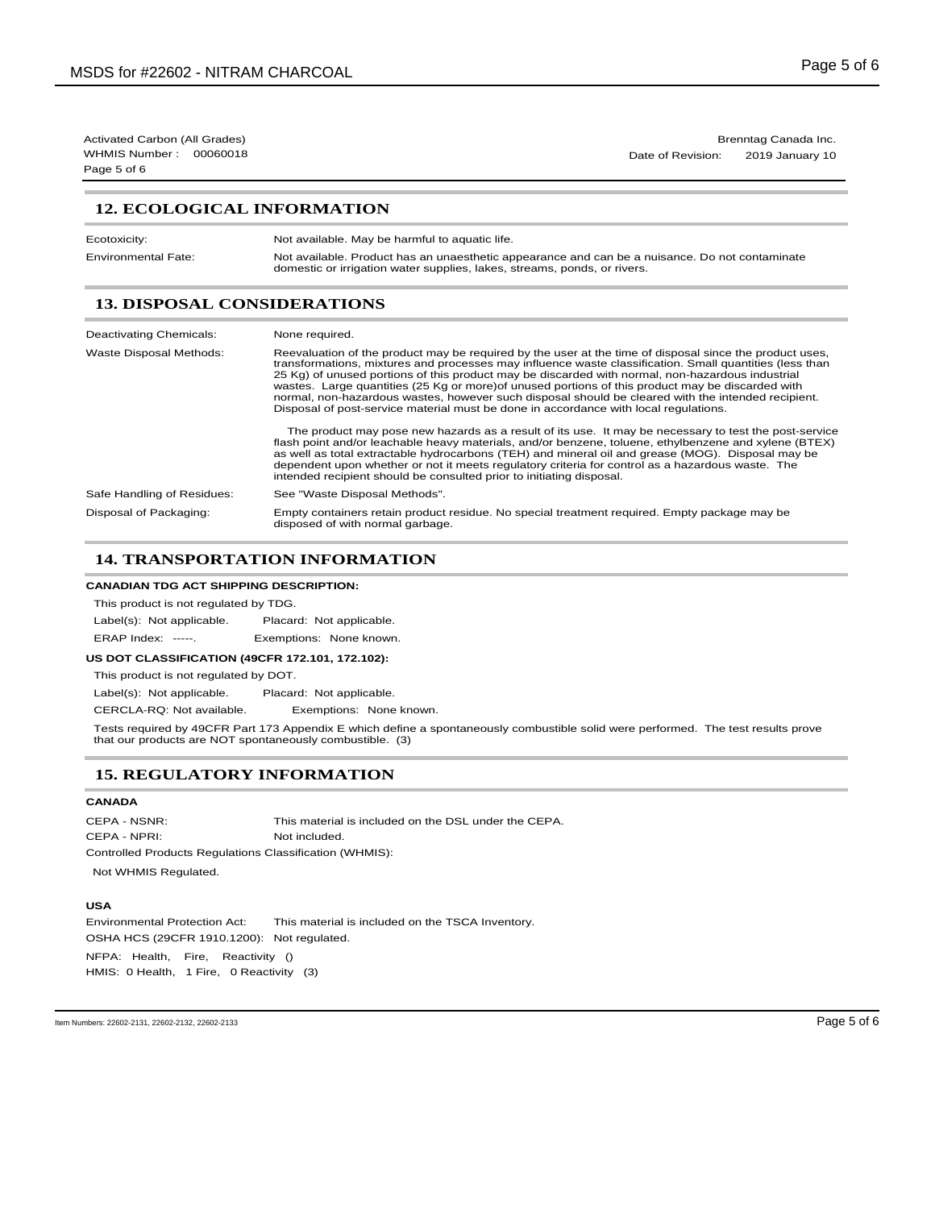## 12. ECOLOGICAL INFORMATION

| | |
|---|---|
| Ecotoxicity: | Not available. May be harmful to aquatic life. |
| Environmental Fate: | Not available. Product has an unaesthetic appearance and can be a nuisance. Do not contaminate domestic or irrigation water supplies, lakes, streams, ponds, or rivers. |

## 13. DISPOSAL CONSIDERATIONS

| | |
|---|---|
| Deactivating Chemicals: | None required. |
| Waste Disposal Methods: | Reevaluation of the product may be required by the user at the time of disposal since the product uses, transformations, mixtures and processes may influence waste classification. Small quantities (less than 25 Kg) of unused portions of this product may be discarded with normal, non-hazardous industrial wastes. Large quantities (25 Kg or more)of unused portions of this product may be discarded with normal, non-hazardous wastes, however such disposal should be cleared with the intended recipient. Disposal of post-service material must be done in accordance with local regulations.<br><br>The product may pose new hazards as a result of its use. It may be necessary to test the post-service flash point and/or leachable heavy materials, and/or benzene, toluene, ethylbenzene and xylene (BTEX) as well as total extractable hydrocarbons (TEH) and mineral oil and grease (MOG). Disposal may be dependent upon whether or not it meets regulatory criteria for control as a hazardous waste. The intended recipient should be consulted prior to initiating disposal. |
| Safe Handling of Residues: | See "Waste Disposal Methods". |
| Disposal of Packaging: | Empty containers retain product residue. No special treatment required. Empty package may be disposed of with normal garbage. |

## 14. TRANSPORTATION INFORMATION

**CANADIAN TDG ACT SHIPPING DESCRIPTION:**

This product is not regulated by TDG.

Label(s): Not applicable. Placard: Not applicable.

ERAP Index: -----. Exemptions: None known.

**US DOT CLASSIFICATION (49CFR 172.101, 172.102):**

This product is not regulated by DOT.

Label(s): Not applicable. Placard: Not applicable.

CERCLA-RQ: Not available. Exemptions: None known.

Tests required by 49CFR Part 173 Appendix E which define a spontaneously combustible solid were performed. The test results prove that our products are NOT spontaneously combustible. (3)

## 15. REGULATORY INFORMATION

**CANADA**

CEPA - NSNR: This material is included on the DSL under the CEPA.

CEPA - NPRI: Not included.

Controlled Products Regulations Classification (WHMIS):

Not WHMIS Regulated.

**USA**

Environmental Protection Act: This material is included on the TSCA Inventory.

OSHA HCS (29CFR 1910.1200): Not regulated.

NFPA: Health, Fire, Reactivity ()

HMIS: 0 Health, 1 Fire, 0 Reactivity (3)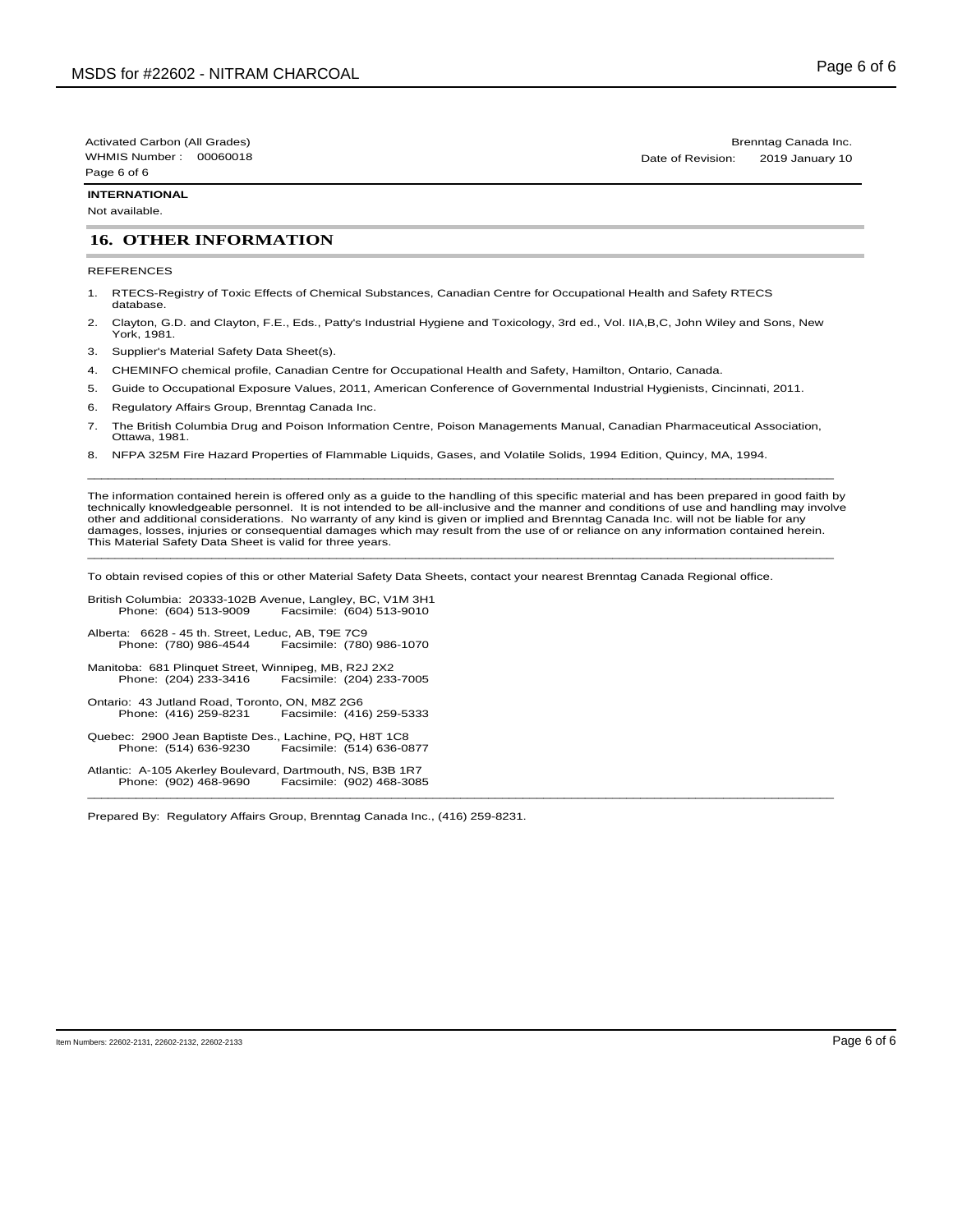**INTERNATIONAL**

Not available.

## 16. OTHER INFORMATION

REFERENCES

1. RTECS-Registry of Toxic Effects of Chemical Substances, Canadian Centre for Occupational Health and Safety RTECS database.
2. Clayton, G.D. and Clayton, F.E., Eds., Patty's Industrial Hygiene and Toxicology, 3rd ed., Vol. IIA,B,C, John Wiley and Sons, New York, 1981.
3. Supplier's Material Safety Data Sheet(s).
4. CHEMINFO chemical profile, Canadian Centre for Occupational Health and Safety, Hamilton, Ontario, Canada.
5. Guide to Occupational Exposure Values, 2011, American Conference of Governmental Industrial Hygienists, Cincinnati, 2011.
6. Regulatory Affairs Group, Brenntag Canada Inc.
7. The British Columbia Drug and Poison Information Centre, Poison Managements Manual, Canadian Pharmaceutical Association, Ottawa, 1981.
8. NFPA 325M Fire Hazard Properties of Flammable Liquids, Gases, and Volatile Solids, 1994 Edition, Quincy, MA, 1994.

---

The information contained herein is offered only as a guide to the handling of this specific material and has been prepared in good faith by technically knowledgeable personnel. It is not intended to be all-inclusive and the manner and conditions of use and handling may involve other and additional considerations. No warranty of any kind is given or implied and Brenntag Canada Inc. will not be liable for any damages, losses, injuries or consequential damages which may result from the use of or reliance on any information contained herein. This Material Safety Data Sheet is valid for three years.

---

To obtain revised copies of this or other Material Safety Data Sheets, contact your nearest Brenntag Canada Regional office.

British Columbia: 20333-102B Avenue, Langley, BC, V1M 3H1
Phone: (604) 513-9009 Facsimile: (604) 513-9010

Alberta: 6628 - 45 th. Street, Leduc, AB, T9E 7C9
Phone: (780) 986-4544 Facsimile: (780) 986-1070

Manitoba: 681 Plinquet Street, Winnipeg, MB, R2J 2X2
Phone: (204) 233-3416 Facsimile: (204) 233-7005

Ontario: 43 Jutland Road, Toronto, ON, M8Z 2G6
Phone: (416) 259-8231 Facsimile: (416) 259-5333

Quebec: 2900 Jean Baptiste Des., Lachine, PQ, H8T 1C8
Phone: (514) 636-9230 Facsimile: (514) 636-0877

Atlantic: A-105 Akerley Boulevard, Dartmouth, NS, B3B 1R7
Phone: (902) 468-9690 Facsimile: (902) 468-3085

---

Prepared By: Regulatory Affairs Group, Brenntag Canada Inc., (416) 259-8231.

Item Numbers: 22602-2131, 22602-2132, 22602-2133